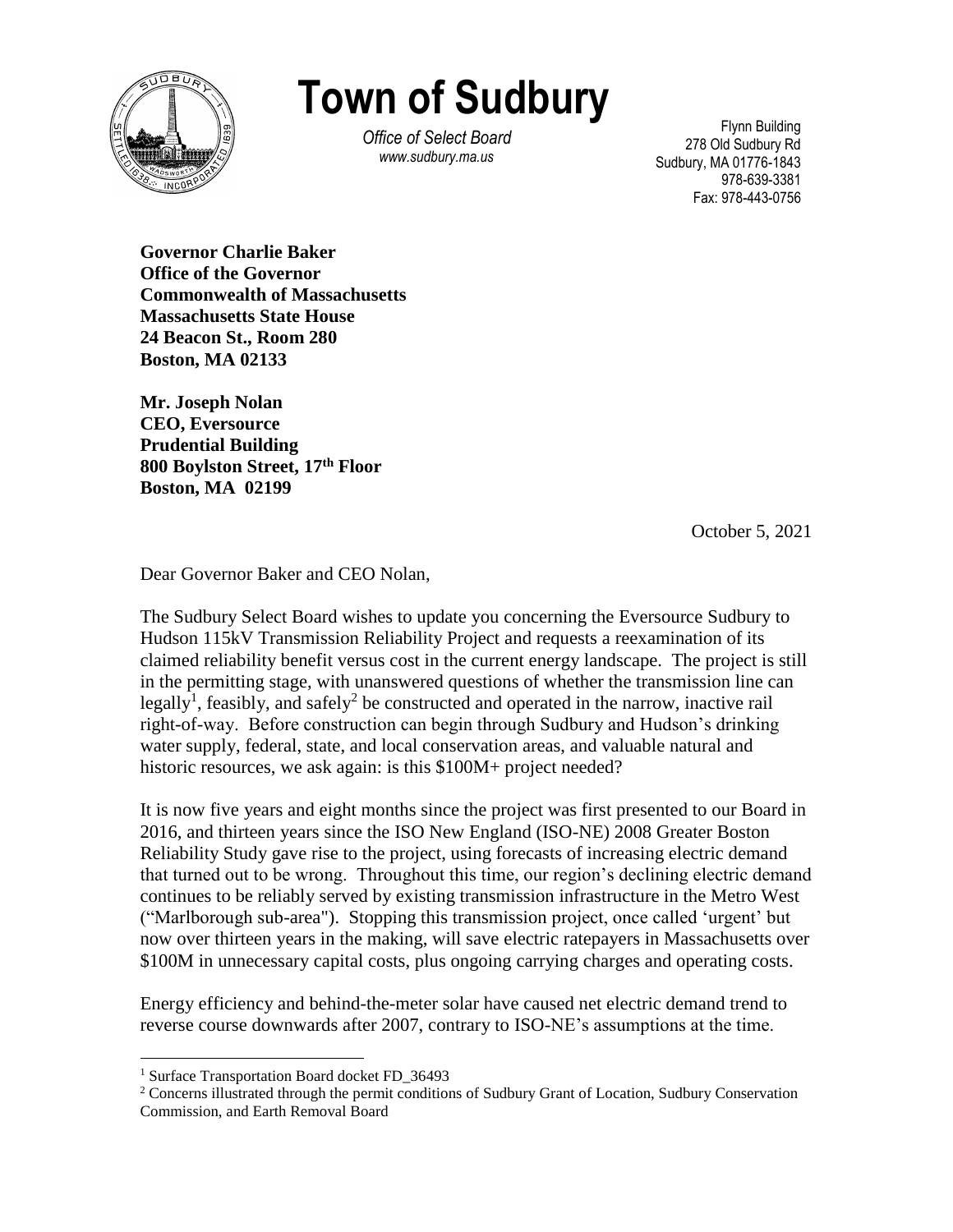# Town of Sudbury

*Office of Select Board*
*www.sudbury.ma.us*

Flynn Building
278 Old Sudbury Rd
Sudbury, MA 01776-1843
978-639-3381
Fax: 978-443-0756

**Governor Charlie Baker**
**Office of the Governor**
**Commonwealth of Massachusetts**
**Massachusetts State House**
**24 Beacon St., Room 280**
**Boston, MA 02133**

**Mr. Joseph Nolan**
**CEO, Eversource**
**Prudential Building**
**800 Boylston Street, 17th Floor**
**Boston, MA 02199**

October 5, 2021

Dear Governor Baker and CEO Nolan,

The Sudbury Select Board wishes to update you concerning the Eversource Sudbury to Hudson 115kV Transmission Reliability Project and requests a reexamination of its claimed reliability benefit versus cost in the current energy landscape. The project is still in the permitting stage, with unanswered questions of whether the transmission line can legally[1], feasibly, and safely[2] be constructed and operated in the narrow, inactive rail right-of-way. Before construction can begin through Sudbury and Hudson's drinking water supply, federal, state, and local conservation areas, and valuable natural and historic resources, we ask again: is this $100M+ project needed?

It is now five years and eight months since the project was first presented to our Board in 2016, and thirteen years since the ISO New England (ISO-NE) 2008 Greater Boston Reliability Study gave rise to the project, using forecasts of increasing electric demand that turned out to be wrong. Throughout this time, our region's declining electric demand continues to be reliably served by existing transmission infrastructure in the Metro West ("Marlborough sub-area"). Stopping this transmission project, once called 'urgent' but now over thirteen years in the making, will save electric ratepayers in Massachusetts over $100M in unnecessary capital costs, plus ongoing carrying charges and operating costs.

Energy efficiency and behind-the-meter solar have caused net electric demand trend to reverse course downwards after 2007, contrary to ISO-NE's assumptions at the time.

---

[1] Surface Transportation Board docket FD_36493

[2] Concerns illustrated through the permit conditions of Sudbury Grant of Location, Sudbury Conservation Commission, and Earth Removal Board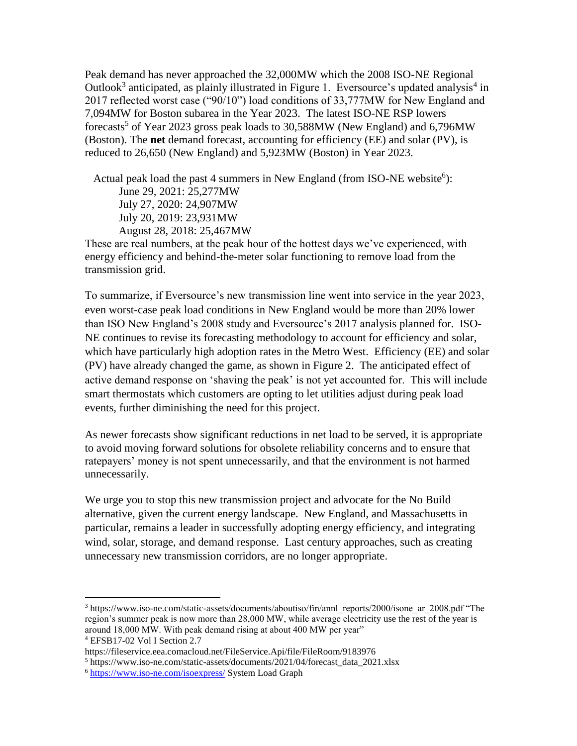Peak demand has never approached the 32,000MW which the 2008 ISO-NE Regional Outlook[3] anticipated, as plainly illustrated in Figure 1. Eversource's updated analysis[4] in 2017 reflected worst case ("90/10") load conditions of 33,777MW for New England and 7,094MW for Boston subarea in the Year 2023. The latest ISO-NE RSP lowers forecasts[5] of Year 2023 gross peak loads to 30,588MW (New England) and 6,796MW (Boston). The **net** demand forecast, accounting for efficiency (EE) and solar (PV), is reduced to 26,650 (New England) and 5,923MW (Boston) in Year 2023.

Actual peak load the past 4 summers in New England (from ISO-NE website[6]):

- June 29, 2021: 25,277MW
- July 27, 2020: 24,907MW
- July 20, 2019: 23,931MW
- August 28, 2018: 25,467MW

These are real numbers, at the peak hour of the hottest days we've experienced, with energy efficiency and behind-the-meter solar functioning to remove load from the transmission grid.

To summarize, if Eversource's new transmission line went into service in the year 2023, even worst-case peak load conditions in New England would be more than 20% lower than ISO New England's 2008 study and Eversource's 2017 analysis planned for. ISO-NE continues to revise its forecasting methodology to account for efficiency and solar, which have particularly high adoption rates in the Metro West. Efficiency (EE) and solar (PV) have already changed the game, as shown in Figure 2. The anticipated effect of active demand response on 'shaving the peak' is not yet accounted for. This will include smart thermostats which customers are opting to let utilities adjust during peak load events, further diminishing the need for this project.

As newer forecasts show significant reductions in net load to be served, it is appropriate to avoid moving forward solutions for obsolete reliability concerns and to ensure that ratepayers' money is not spent unnecessarily, and that the environment is not harmed unnecessarily.

We urge you to stop this new transmission project and advocate for the No Build alternative, given the current energy landscape. New England, and Massachusetts in particular, remains a leader in successfully adopting energy efficiency, and integrating wind, solar, storage, and demand response. Last century approaches, such as creating unnecessary new transmission corridors, are no longer appropriate.

---

[3] https://www.iso-ne.com/static-assets/documents/aboutiso/fin/annl_reports/2000/isone_ar_2008.pdf "The region's summer peak is now more than 28,000 MW, while average electricity use the rest of the year is around 18,000 MW. With peak demand rising at about 400 MW per year"

[4] EFSB17-02 Vol I Section 2.7
https://fileservice.eea.comacloud.net/FileService.Api/file/FileRoom/9183976

[5] https://www.iso-ne.com/static-assets/documents/2021/04/forecast_data_2021.xlsx

[6] https://www.iso-ne.com/isoexpress/ System Load Graph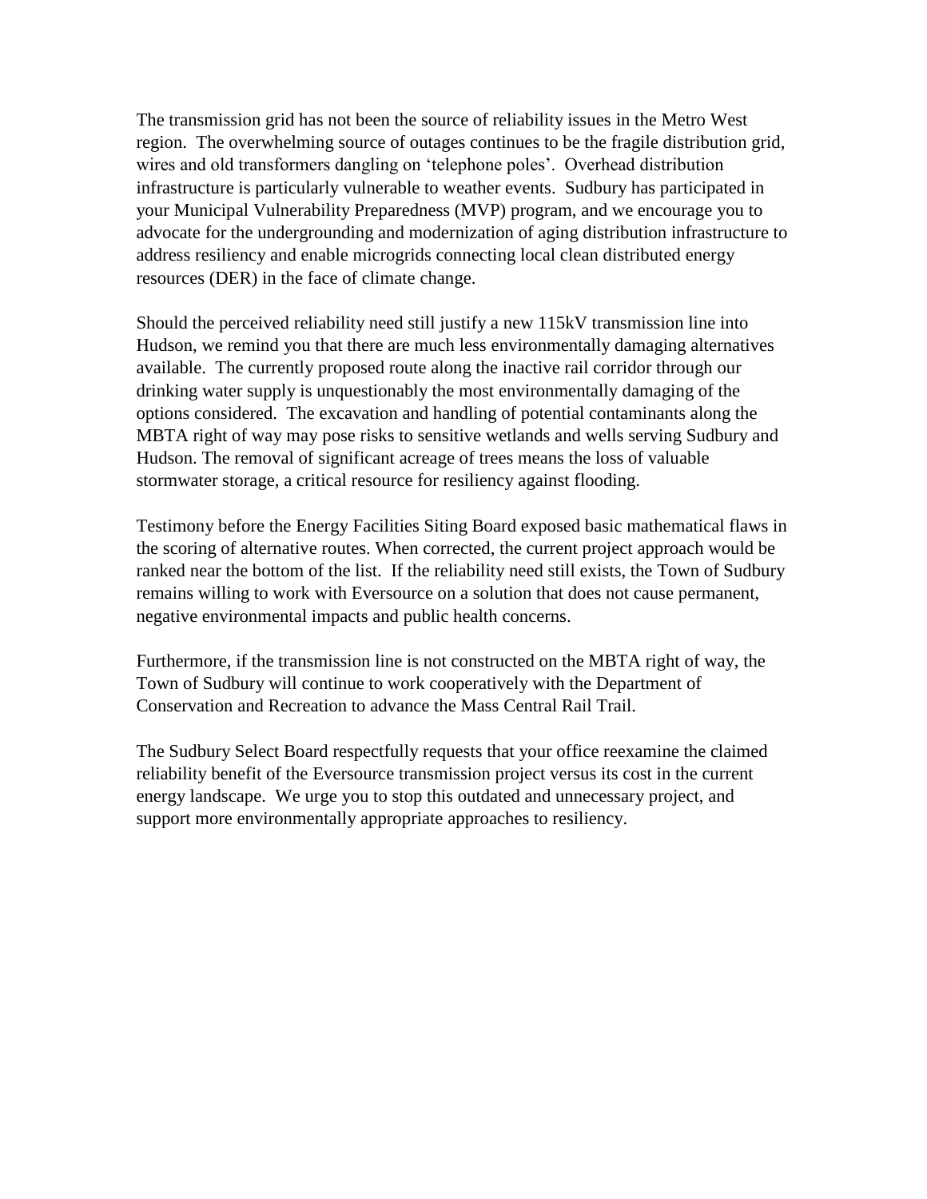The transmission grid has not been the source of reliability issues in the Metro West region. The overwhelming source of outages continues to be the fragile distribution grid, wires and old transformers dangling on 'telephone poles'. Overhead distribution infrastructure is particularly vulnerable to weather events. Sudbury has participated in your Municipal Vulnerability Preparedness (MVP) program, and we encourage you to advocate for the undergrounding and modernization of aging distribution infrastructure to address resiliency and enable microgrids connecting local clean distributed energy resources (DER) in the face of climate change.

Should the perceived reliability need still justify a new 115kV transmission line into Hudson, we remind you that there are much less environmentally damaging alternatives available. The currently proposed route along the inactive rail corridor through our drinking water supply is unquestionably the most environmentally damaging of the options considered. The excavation and handling of potential contaminants along the MBTA right of way may pose risks to sensitive wetlands and wells serving Sudbury and Hudson. The removal of significant acreage of trees means the loss of valuable stormwater storage, a critical resource for resiliency against flooding.

Testimony before the Energy Facilities Siting Board exposed basic mathematical flaws in the scoring of alternative routes. When corrected, the current project approach would be ranked near the bottom of the list. If the reliability need still exists, the Town of Sudbury remains willing to work with Eversource on a solution that does not cause permanent, negative environmental impacts and public health concerns.

Furthermore, if the transmission line is not constructed on the MBTA right of way, the Town of Sudbury will continue to work cooperatively with the Department of Conservation and Recreation to advance the Mass Central Rail Trail.

The Sudbury Select Board respectfully requests that your office reexamine the claimed reliability benefit of the Eversource transmission project versus its cost in the current energy landscape. We urge you to stop this outdated and unnecessary project, and support more environmentally appropriate approaches to resiliency.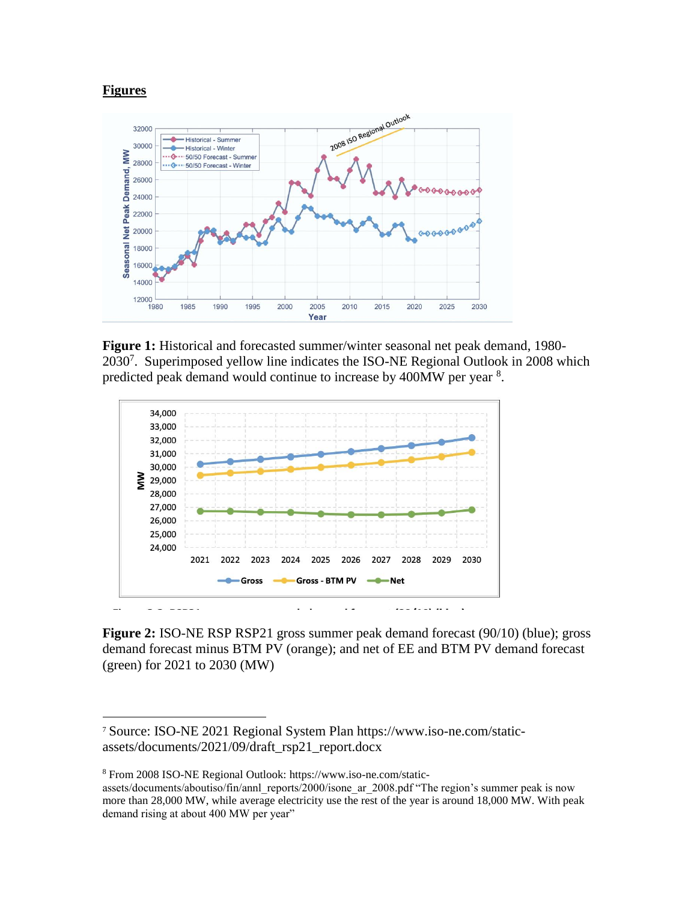## Figures

**Figure 1:** Historical and forecasted summer/winter seasonal net peak demand, 1980-2030[7]. Superimposed yellow line indicates the ISO-NE Regional Outlook in 2008 which predicted peak demand would continue to increase by 400MW per year [8].

**Figure 2:** ISO-NE RSP RSP21 gross summer peak demand forecast (90/10) (blue); gross demand forecast minus BTM PV (orange); and net of EE and BTM PV demand forecast (green) for 2021 to 2030 (MW)

---

[7] Source: ISO-NE 2021 Regional System Plan https://www.iso-ne.com/static-assets/documents/2021/09/draft_rsp21_report.docx

[8] From 2008 ISO-NE Regional Outlook: https://www.iso-ne.com/static-assets/documents/aboutiso/fin/annl_reports/2000/isone_ar_2008.pdf "The region's summer peak is now more than 28,000 MW, while average electricity use the rest of the year is around 18,000 MW. With peak demand rising at about 400 MW per year"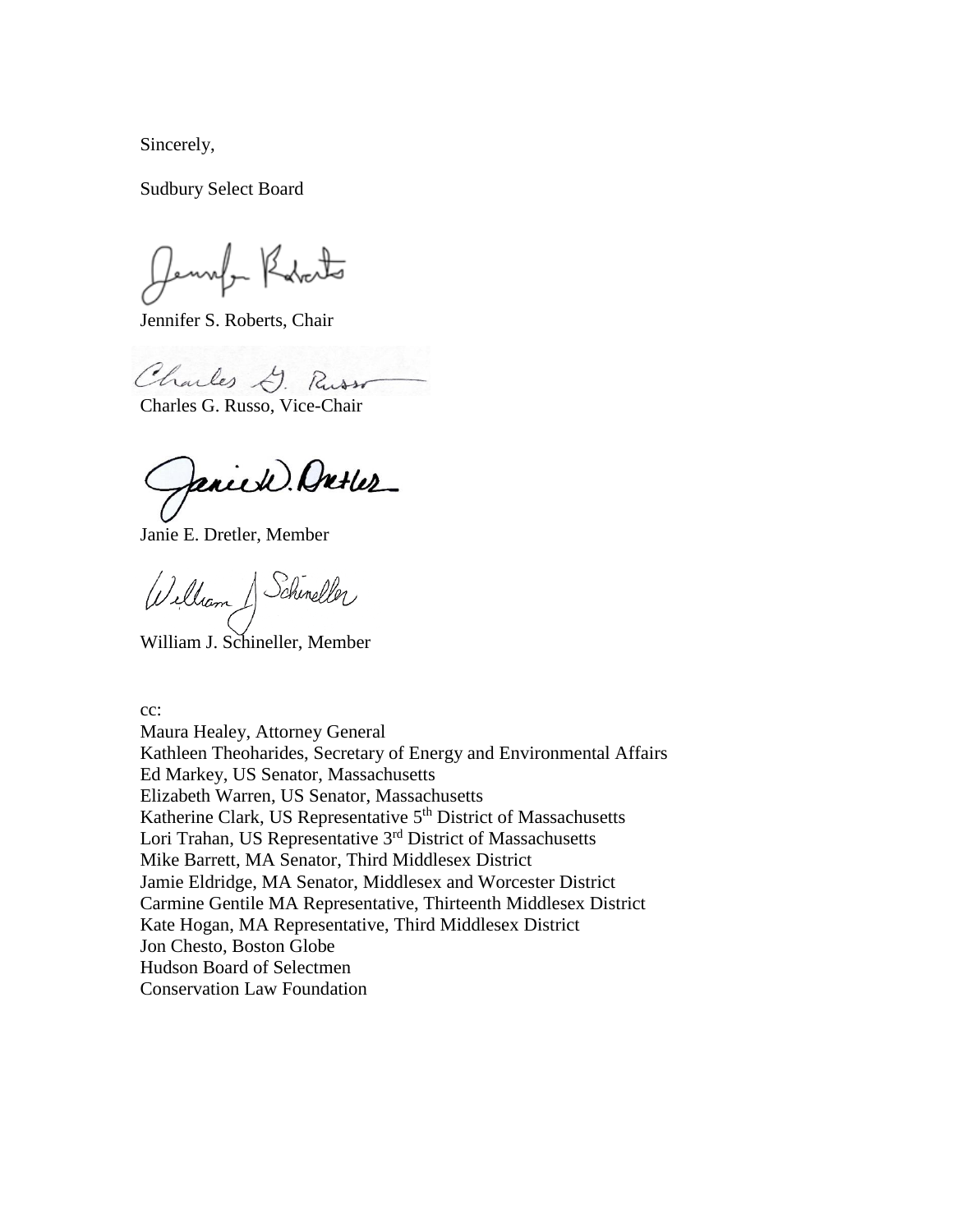Sincerely,

Sudbury Select Board

Jennifer S. Roberts, Chair

Charles G. Russo, Vice-Chair

Janie E. Dretler, Member

William J. Schineller, Member

cc:
Maura Healey, Attorney General
Kathleen Theoharides, Secretary of Energy and Environmental Affairs
Ed Markey, US Senator, Massachusetts
Elizabeth Warren, US Senator, Massachusetts
Katherine Clark, US Representative 5th District of Massachusetts
Lori Trahan, US Representative 3rd District of Massachusetts
Mike Barrett, MA Senator, Third Middlesex District
Jamie Eldridge, MA Senator, Middlesex and Worcester District
Carmine Gentile MA Representative, Thirteenth Middlesex District
Kate Hogan, MA Representative, Third Middlesex District
Jon Chesto, Boston Globe
Hudson Board of Selectmen
Conservation Law Foundation